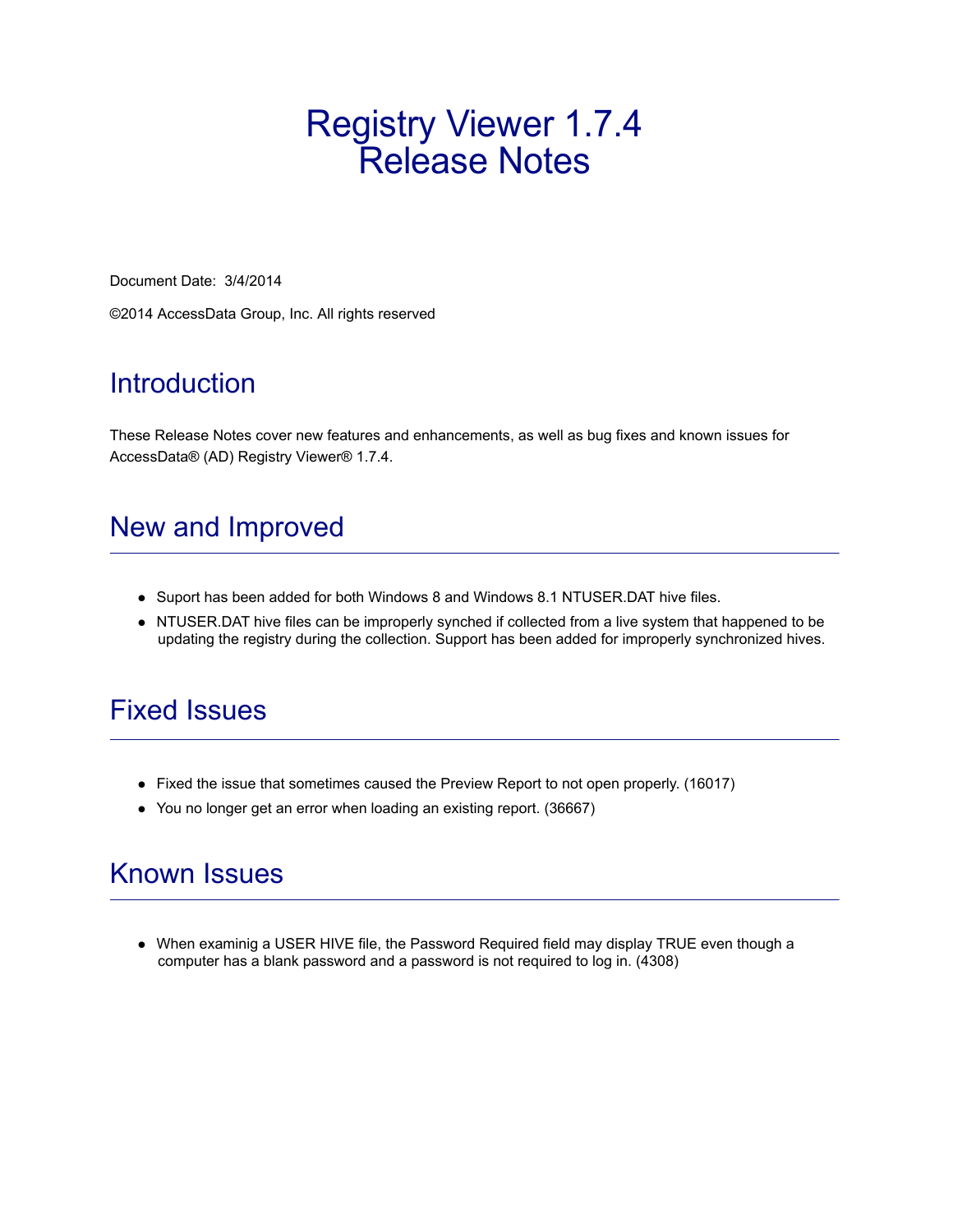# Registry Viewer 1.7.4
# Release Notes

Document Date: 3/4/2014

©2014 AccessData Group, Inc. All rights reserved

## Introduction

These Release Notes cover new features and enhancements, as well as bug fixes and known issues for AccessData® (AD) Registry Viewer® 1.7.4.

## New and Improved

- Suport has been added for both Windows 8 and Windows 8.1 NTUSER.DAT hive files.
- NTUSER.DAT hive files can be improperly synched if collected from a live system that happened to be updating the registry during the collection. Support has been added for improperly synchronized hives.

## Fixed Issues

- Fixed the issue that sometimes caused the Preview Report to not open properly. (16017)
- You no longer get an error when loading an existing report. (36667)

## Known Issues

- When examinig a USER HIVE file, the Password Required field may display TRUE even though a computer has a blank password and a password is not required to log in. (4308)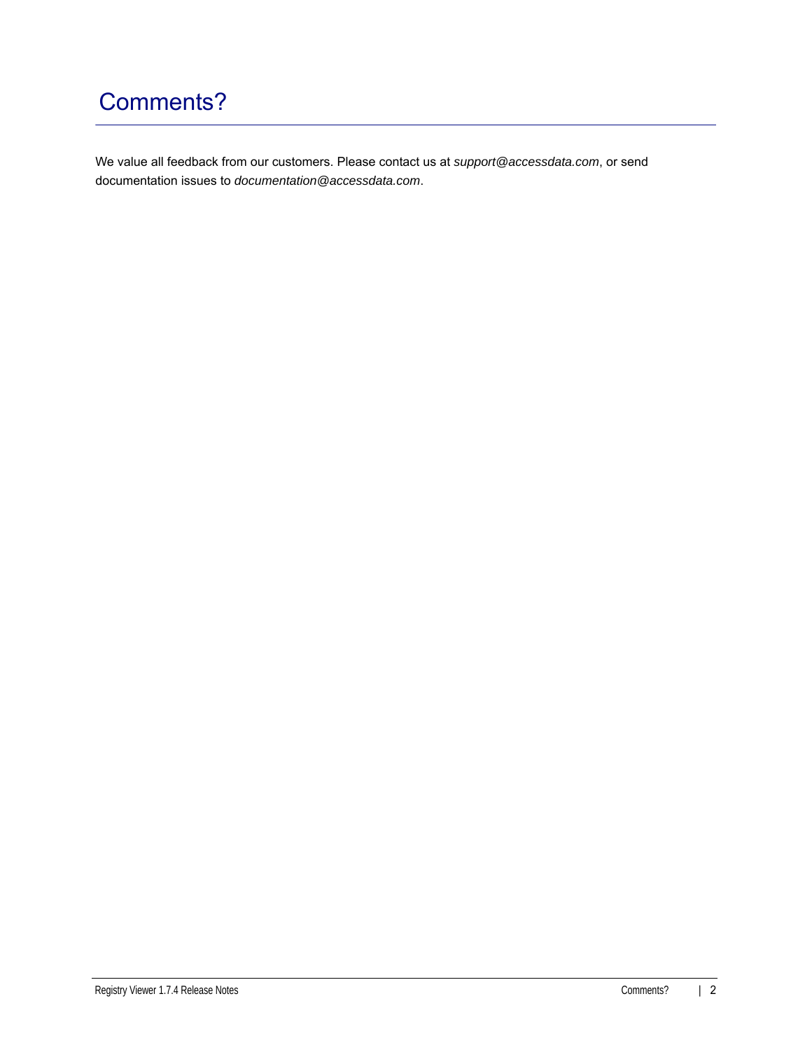# Comments?

We value all feedback from our customers. Please contact us at *support@accessdata.com*, or send documentation issues to *documentation@accessdata.com*.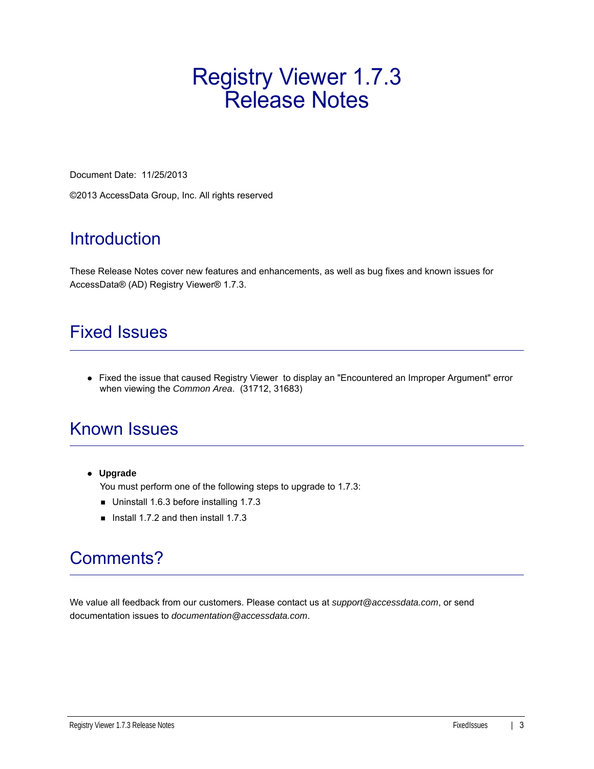# Registry Viewer 1.7.3 Release Notes

Document Date: 11/25/2013

©2013 AccessData Group, Inc. All rights reserved

## Introduction

These Release Notes cover new features and enhancements, as well as bug fixes and known issues for AccessData® (AD) Registry Viewer® 1.7.3.

## Fixed Issues

- Fixed the issue that caused Registry Viewer to display an "Encountered an Improper Argument" error when viewing the *Common Area*. (31712, 31683)

## Known Issues

- **Upgrade**

  You must perform one of the following steps to upgrade to 1.7.3:
  - Uninstall 1.6.3 before installing 1.7.3
  - Install 1.7.2 and then install 1.7.3

## Comments?

We value all feedback from our customers. Please contact us at *support@accessdata.com*, or send documentation issues to *documentation@accessdata.com*.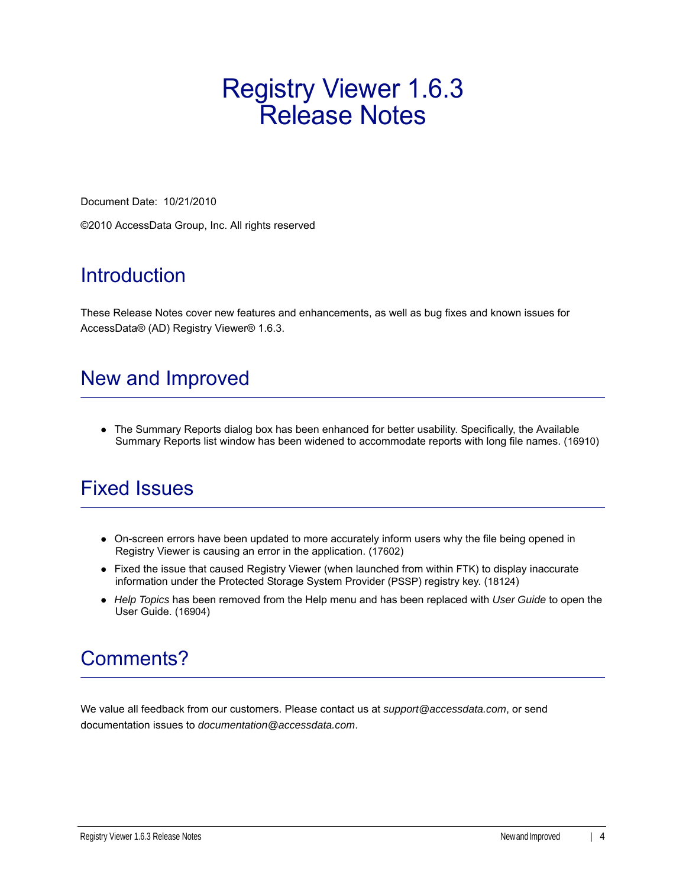# Registry Viewer 1.6.3 Release Notes

Document Date: 10/21/2010

©2010 AccessData Group, Inc. All rights reserved

## Introduction

These Release Notes cover new features and enhancements, as well as bug fixes and known issues for AccessData® (AD) Registry Viewer® 1.6.3.

## New and Improved

- The Summary Reports dialog box has been enhanced for better usability. Specifically, the Available Summary Reports list window has been widened to accommodate reports with long file names. (16910)

## Fixed Issues

- On-screen errors have been updated to more accurately inform users why the file being opened in Registry Viewer is causing an error in the application. (17602)
- Fixed the issue that caused Registry Viewer (when launched from within FTK) to display inaccurate information under the Protected Storage System Provider (PSSP) registry key. (18124)
- *Help Topics* has been removed from the Help menu and has been replaced with *User Guide* to open the User Guide. (16904)

## Comments?

We value all feedback from our customers. Please contact us at *support@accessdata.com*, or send documentation issues to *documentation@accessdata.com*.